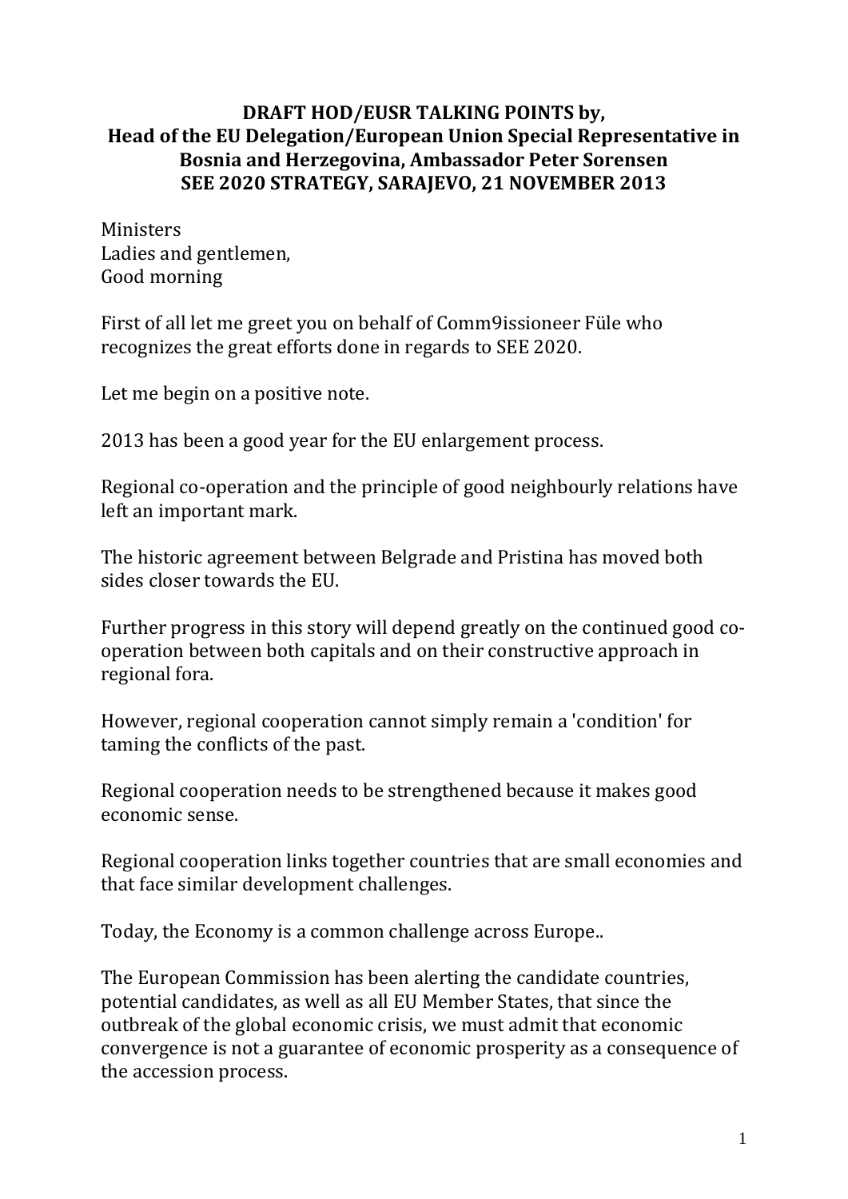**DRAFT HOD/EUSR TALKING POINTS by,**
**Head of the EU Delegation/European Union Special Representative in Bosnia and Herzegovina, Ambassador Peter Sorensen**
**SEE 2020 STRATEGY, SARAJEVO, 21 NOVEMBER 2013**

Ministers
Ladies and gentlemen,
Good morning

First of all let me greet you on behalf of Comm9issioneer Füle who recognizes the great efforts done in regards to SEE 2020.

Let me begin on a positive note.

2013 has been a good year for the EU enlargement process.

Regional co-operation and the principle of good neighbourly relations have left an important mark.

The historic agreement between Belgrade and Pristina has moved both sides closer towards the EU.

Further progress in this story will depend greatly on the continued good co-operation between both capitals and on their constructive approach in regional fora.

However, regional cooperation cannot simply remain a 'condition' for taming the conflicts of the past.

Regional cooperation needs to be strengthened because it makes good economic sense.

Regional cooperation links together countries that are small economies and that face similar development challenges.

Today, the Economy is a common challenge across Europe..

The European Commission has been alerting the candidate countries, potential candidates, as well as all EU Member States, that since the outbreak of the global economic crisis, we must admit that economic convergence is not a guarantee of economic prosperity as a consequence of the accession process.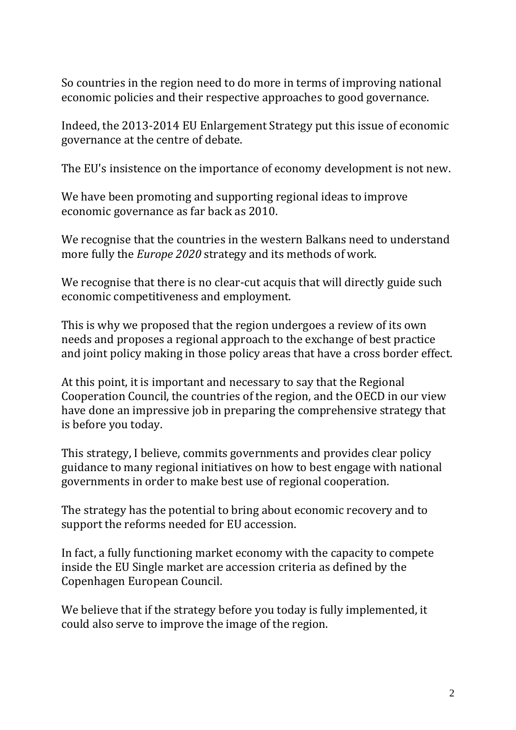So countries in the region need to do more in terms of improving national economic policies and their respective approaches to good governance.

Indeed, the 2013-2014 EU Enlargement Strategy put this issue of economic governance at the centre of debate.

The EU's insistence on the importance of economy development is not new.

We have been promoting and supporting regional ideas to improve economic governance as far back as 2010.

We recognise that the countries in the western Balkans need to understand more fully the *Europe 2020* strategy and its methods of work.

We recognise that there is no clear-cut acquis that will directly guide such economic competitiveness and employment.

This is why we proposed that the region undergoes a review of its own needs and proposes a regional approach to the exchange of best practice and joint policy making in those policy areas that have a cross border effect.

At this point, it is important and necessary to say that the Regional Cooperation Council, the countries of the region, and the OECD in our view have done an impressive job in preparing the comprehensive strategy that is before you today.

This strategy, I believe, commits governments and provides clear policy guidance to many regional initiatives on how to best engage with national governments in order to make best use of regional cooperation.

The strategy has the potential to bring about economic recovery and to support the reforms needed for EU accession.

In fact, a fully functioning market economy with the capacity to compete inside the EU Single market are accession criteria as defined by the Copenhagen European Council.

We believe that if the strategy before you today is fully implemented, it could also serve to improve the image of the region.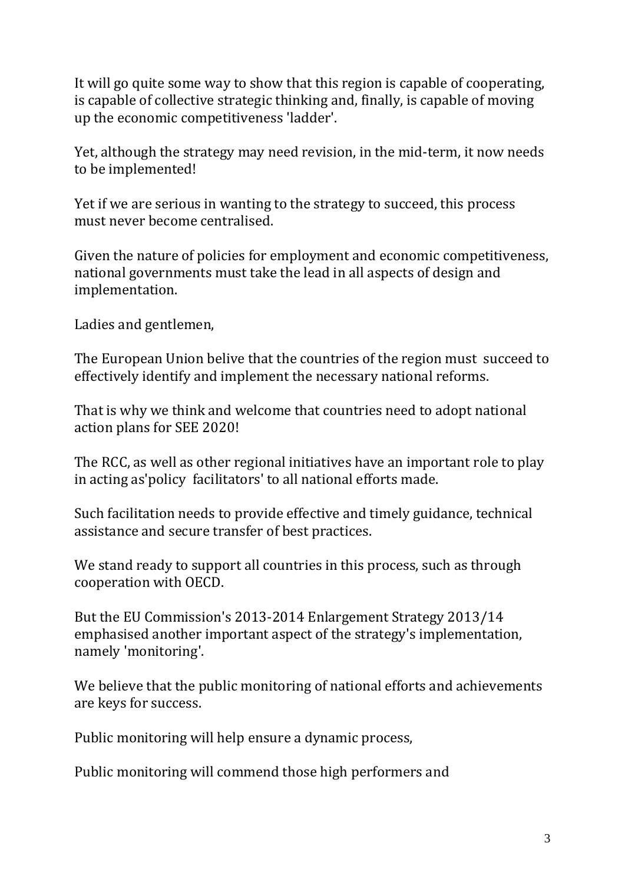It will go quite some way to show that this region is capable of cooperating, is capable of collective strategic thinking and, finally, is capable of moving up the economic competitiveness 'ladder'.

Yet, although the strategy may need revision, in the mid-term, it now needs to be implemented!

Yet if we are serious in wanting to the strategy to succeed, this process must never become centralised.

Given the nature of policies for employment and economic competitiveness, national governments must take the lead in all aspects of design and implementation.

Ladies and gentlemen,

The European Union belive that the countries of the region must succeed to effectively identify and implement the necessary national reforms.

That is why we think and welcome that countries need to adopt national action plans for SEE 2020!

The RCC, as well as other regional initiatives have an important role to play in acting as'policy facilitators' to all national efforts made.

Such facilitation needs to provide effective and timely guidance, technical assistance and secure transfer of best practices.

We stand ready to support all countries in this process, such as through cooperation with OECD.

But the EU Commission's 2013-2014 Enlargement Strategy 2013/14 emphasised another important aspect of the strategy's implementation, namely 'monitoring'.

We believe that the public monitoring of national efforts and achievements are keys for success.

Public monitoring will help ensure a dynamic process,

Public monitoring will commend those high performers and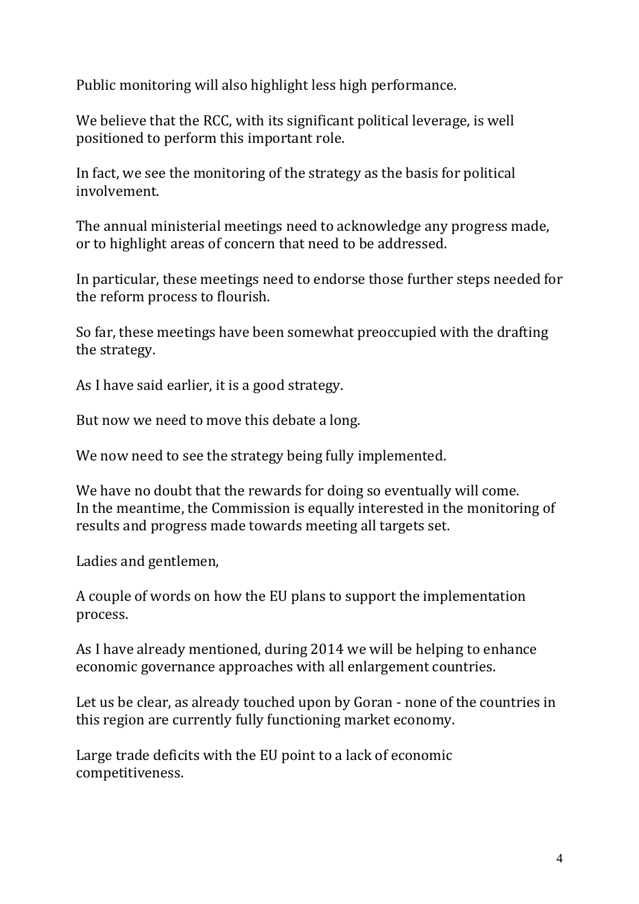Public monitoring will also highlight less high performance.

We believe that the RCC, with its significant political leverage, is well positioned to perform this important role.

In fact, we see the monitoring of the strategy as the basis for political involvement.

The annual ministerial meetings need to acknowledge any progress made, or to highlight areas of concern that need to be addressed.

In particular, these meetings need to endorse those further steps needed for the reform process to flourish.

So far, these meetings have been somewhat preoccupied with the drafting the strategy.

As I have said earlier, it is a good strategy.

But now we need to move this debate a long.

We now need to see the strategy being fully implemented.

We have no doubt that the rewards for doing so eventually will come.
In the meantime, the Commission is equally interested in the monitoring of results and progress made towards meeting all targets set.

Ladies and gentlemen,

A couple of words on how the EU plans to support the implementation process.

As I have already mentioned, during 2014 we will be helping to enhance economic governance approaches with all enlargement countries.

Let us be clear, as already touched upon by Goran - none of the countries in this region are currently fully functioning market economy.

Large trade deficits with the EU point to a lack of economic competitiveness.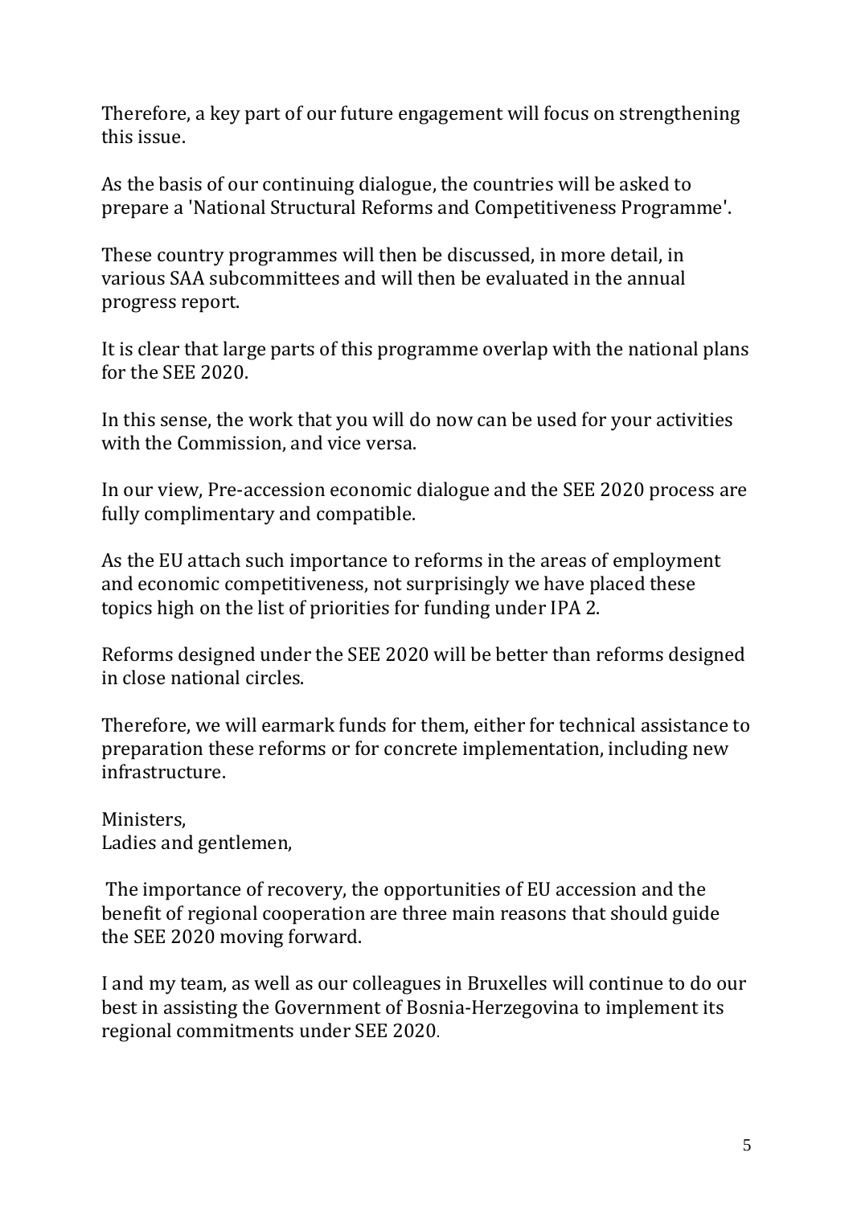Therefore, a key part of our future engagement will focus on strengthening this issue.

As the basis of our continuing dialogue, the countries will be asked to prepare a 'National Structural Reforms and Competitiveness Programme'.

These country programmes will then be discussed, in more detail, in various SAA subcommittees and will then be evaluated in the annual progress report.

It is clear that large parts of this programme overlap with the national plans for the SEE 2020.

In this sense, the work that you will do now can be used for your activities with the Commission, and vice versa.

In our view, Pre-accession economic dialogue and the SEE 2020 process are fully complimentary and compatible.

As the EU attach such importance to reforms in the areas of employment and economic competitiveness, not surprisingly we have placed these topics high on the list of priorities for funding under IPA 2.

Reforms designed under the SEE 2020 will be better than reforms designed in close national circles.

Therefore, we will earmark funds for them, either for technical assistance to preparation these reforms or for concrete implementation, including new infrastructure.

Ministers,
Ladies and gentlemen,

The importance of recovery, the opportunities of EU accession and the benefit of regional cooperation are three main reasons that should guide the SEE 2020 moving forward.

I and my team, as well as our colleagues in Bruxelles will continue to do our best in assisting the Government of Bosnia-Herzegovina to implement its regional commitments under SEE 2020.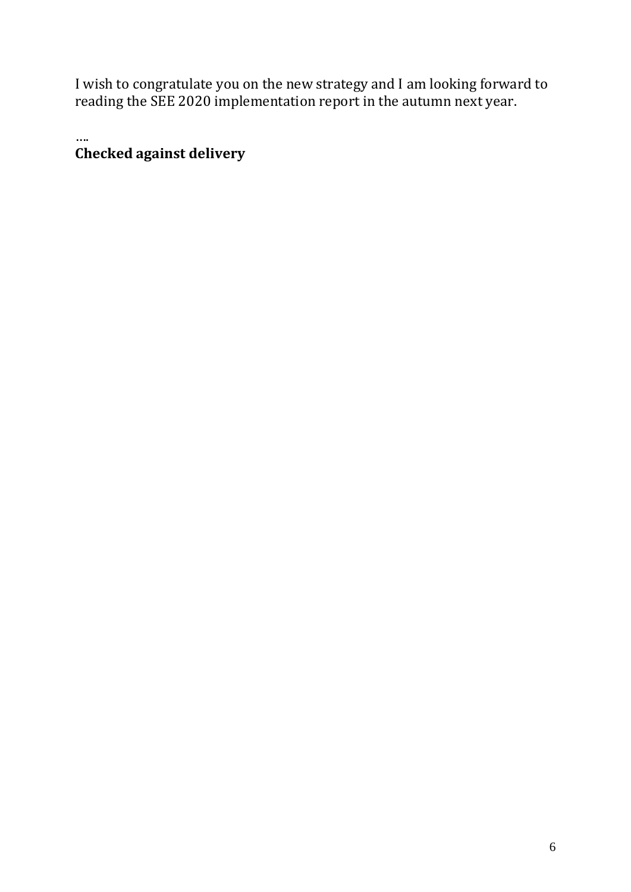I wish to congratulate you on the new strategy and I am looking forward to reading the SEE 2020 implementation report in the autumn next year.

….

**Checked against delivery**